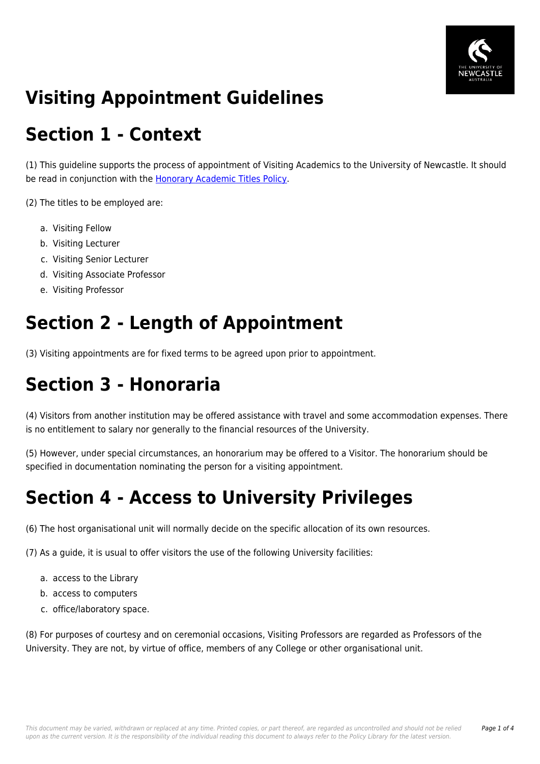# Visiting Appointment Guidelines

## Section 1 - Context

(1) This guideline supports the process of appointment of Visiting Academics to the University of Newcastle. It should be read in conjunction with the Honorary Academic Titles Policy.

(2) The titles to be employed are:

a. Visiting Fellow
b. Visiting Lecturer
c. Visiting Senior Lecturer
d. Visiting Associate Professor
e. Visiting Professor

## Section 2 - Length of Appointment

(3) Visiting appointments are for fixed terms to be agreed upon prior to appointment.

## Section 3 - Honoraria

(4) Visitors from another institution may be offered assistance with travel and some accommodation expenses. There is no entitlement to salary nor generally to the financial resources of the University.

(5) However, under special circumstances, an honorarium may be offered to a Visitor. The honorarium should be specified in documentation nominating the person for a visiting appointment.

## Section 4 - Access to University Privileges

(6) The host organisational unit will normally decide on the specific allocation of its own resources.

(7) As a guide, it is usual to offer visitors the use of the following University facilities:

a. access to the Library
b. access to computers
c. office/laboratory space.

(8) For purposes of courtesy and on ceremonial occasions, Visiting Professors are regarded as Professors of the University. They are not, by virtue of office, members of any College or other organisational unit.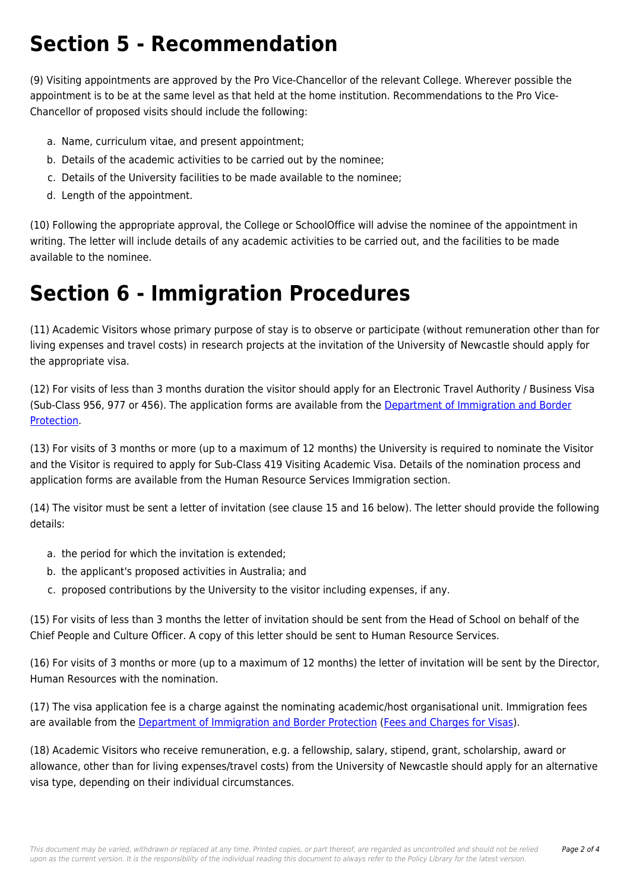# Section 5 - Recommendation

(9) Visiting appointments are approved by the Pro Vice-Chancellor of the relevant College. Wherever possible the appointment is to be at the same level as that held at the home institution. Recommendations to the Pro Vice-Chancellor of proposed visits should include the following:

a. Name, curriculum vitae, and present appointment;
b. Details of the academic activities to be carried out by the nominee;
c. Details of the University facilities to be made available to the nominee;
d. Length of the appointment.

(10) Following the appropriate approval, the College or SchoolOffice will advise the nominee of the appointment in writing. The letter will include details of any academic activities to be carried out, and the facilities to be made available to the nominee.

# Section 6 - Immigration Procedures

(11) Academic Visitors whose primary purpose of stay is to observe or participate (without remuneration other than for living expenses and travel costs) in research projects at the invitation of the University of Newcastle should apply for the appropriate visa.

(12) For visits of less than 3 months duration the visitor should apply for an Electronic Travel Authority / Business Visa (Sub-Class 956, 977 or 456). The application forms are available from the Department of Immigration and Border Protection.

(13) For visits of 3 months or more (up to a maximum of 12 months) the University is required to nominate the Visitor and the Visitor is required to apply for Sub-Class 419 Visiting Academic Visa. Details of the nomination process and application forms are available from the Human Resource Services Immigration section.

(14) The visitor must be sent a letter of invitation (see clause 15 and 16 below). The letter should provide the following details:

a. the period for which the invitation is extended;
b. the applicant's proposed activities in Australia; and
c. proposed contributions by the University to the visitor including expenses, if any.

(15) For visits of less than 3 months the letter of invitation should be sent from the Head of School on behalf of the Chief People and Culture Officer. A copy of this letter should be sent to Human Resource Services.

(16) For visits of 3 months or more (up to a maximum of 12 months) the letter of invitation will be sent by the Director, Human Resources with the nomination.

(17) The visa application fee is a charge against the nominating academic/host organisational unit. Immigration fees are available from the Department of Immigration and Border Protection (Fees and Charges for Visas).

(18) Academic Visitors who receive remuneration, e.g. a fellowship, salary, stipend, grant, scholarship, award or allowance, other than for living expenses/travel costs) from the University of Newcastle should apply for an alternative visa type, depending on their individual circumstances.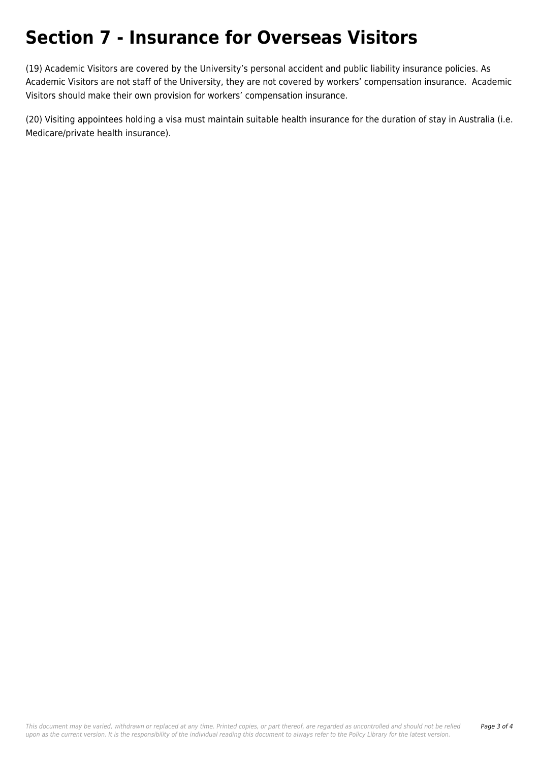# Section 7 - Insurance for Overseas Visitors

(19) Academic Visitors are covered by the University's personal accident and public liability insurance policies. As Academic Visitors are not staff of the University, they are not covered by workers' compensation insurance. Academic Visitors should make their own provision for workers' compensation insurance.

(20) Visiting appointees holding a visa must maintain suitable health insurance for the duration of stay in Australia (i.e. Medicare/private health insurance).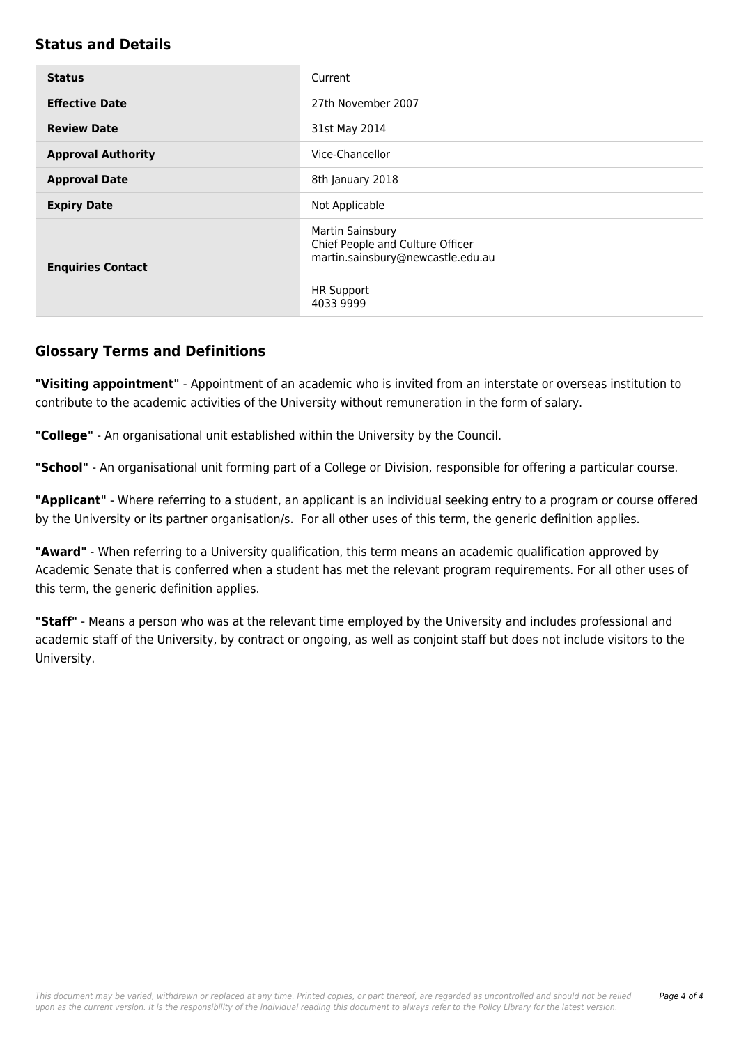## Status and Details

| | |
|---|---|
| **Status** | Current |
| **Effective Date** | 27th November 2007 |
| **Review Date** | 31st May 2014 |
| **Approval Authority** | Vice-Chancellor |
| **Approval Date** | 8th January 2018 |
| **Expiry Date** | Not Applicable |
| **Enquiries Contact** | Martin Sainsbury<br>Chief People and Culture Officer<br>martin.sainsbury@newcastle.edu.au<br><br>HR Support<br>4033 9999 |

## Glossary Terms and Definitions

**"Visiting appointment"** - Appointment of an academic who is invited from an interstate or overseas institution to contribute to the academic activities of the University without remuneration in the form of salary.

**"College"** - An organisational unit established within the University by the Council.

**"School"** - An organisational unit forming part of a College or Division, responsible for offering a particular course.

**"Applicant"** - Where referring to a student, an applicant is an individual seeking entry to a program or course offered by the University or its partner organisation/s. For all other uses of this term, the generic definition applies.

**"Award"** - When referring to a University qualification, this term means an academic qualification approved by Academic Senate that is conferred when a student has met the relevant program requirements. For all other uses of this term, the generic definition applies.

**"Staff"** - Means a person who was at the relevant time employed by the University and includes professional and academic staff of the University, by contract or ongoing, as well as conjoint staff but does not include visitors to the University.